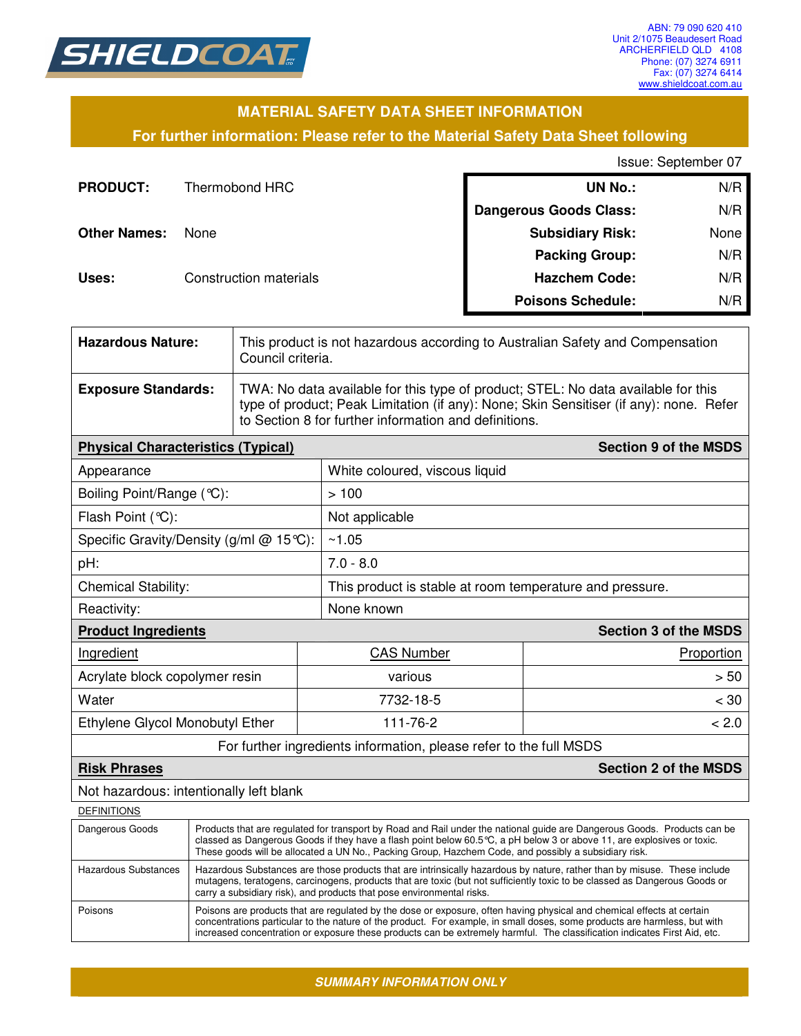SHIELDCOAT

ABN: 79 090 620 410
Unit 2/1075 Beaudesert Road
ARCHERFIELD QLD 4108
Phone: (07) 3274 6911
Fax: (07) 3274 6414
www.shieldcoat.com.au

## MATERIAL SAFETY DATA SHEET INFORMATION

**For further information: Please refer to the Material Safety Data Sheet following**

Issue: September 07

**PRODUCT:** Thermobond HRC

**Other Names:** None

**Uses:** Construction materials

| | |
|---|---|
| **UN No.:** | N/R |
| **Dangerous Goods Class:** | N/R |
| **Subsidiary Risk:** | None |
| **Packing Group:** | N/R |
| **Hazchem Code:** | N/R |
| **Poisons Schedule:** | N/R |

| | |
|---|---|
| **Hazardous Nature:** | This product is not hazardous according to Australian Safety and Compensation Council criteria. |
| **Exposure Standards:** | TWA: No data available for this type of product; STEL: No data available for this type of product; Peak Limitation (if any): None; Skin Sensitiser (if any): none. Refer to Section 8 for further information and definitions. |

| **Physical Characteristics (Typical)** | **Section 9 of the MSDS** |
|---|---|
| Appearance | White coloured, viscous liquid |
| Boiling Point/Range (℃): | > 100 |
| Flash Point (℃): | Not applicable |
| Specific Gravity/Density (g/ml @ 15℃): | ~1.05 |
| pH: | 7.0 - 8.0 |
| Chemical Stability: | This product is stable at room temperature and pressure. |
| Reactivity: | None known |

**Product Ingredients** — **Section 3 of the MSDS**

| Ingredient | CAS Number | Proportion |
|---|---|---|
| Acrylate block copolymer resin | various | > 50 |
| Water | 7732-18-5 | < 30 |
| Ethylene Glycol Monobutyl Ether | 111-76-2 | < 2.0 |

For further ingredients information, please refer to the full MSDS

**Risk Phrases** — **Section 2 of the MSDS**

Not hazardous: intentionally left blank

DEFINITIONS

| | |
|---|---|
| Dangerous Goods | Products that are regulated for transport by Road and Rail under the national guide are Dangerous Goods. Products can be classed as Dangerous Goods if they have a flash point below 60.5℃, a pH below 3 or above 11, are explosives or toxic. These goods will be allocated a UN No., Packing Group, Hazchem Code, and possibly a subsidiary risk. |
| Hazardous Substances | Hazardous Substances are those products that are intrinsically hazardous by nature, rather than by misuse. These include mutagens, teratogens, carcinogens, products that are toxic (but not sufficiently toxic to be classed as Dangerous Goods or carry a subsidiary risk), and products that pose environmental risks. |
| Poisons | Poisons are products that are regulated by the dose or exposure, often having physical and chemical effects at certain concentrations particular to the nature of the product. For example, in small doses, some products are harmless, but with increased concentration or exposure these products can be extremely harmful. The classification indicates First Aid, etc. |

***SUMMARY INFORMATION ONLY***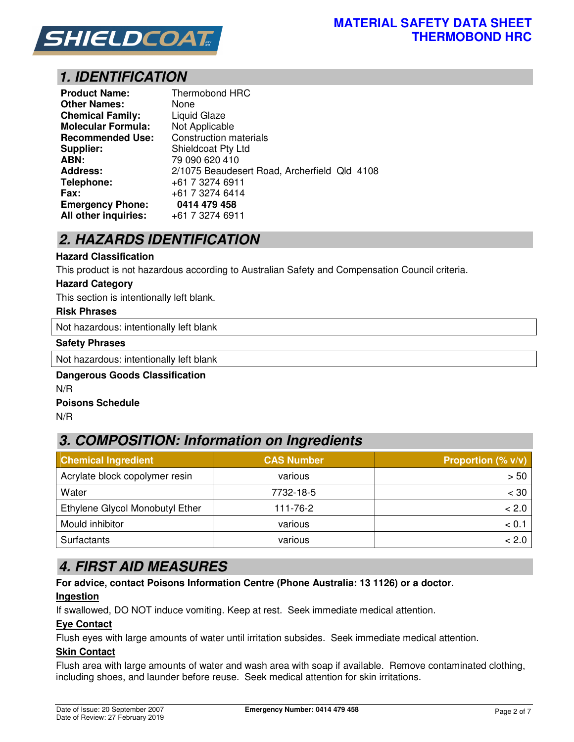# 1. IDENTIFICATION

| | |
|---|---|
| **Product Name:** | Thermobond HRC |
| **Other Names:** | None |
| **Chemical Family:** | Liquid Glaze |
| **Molecular Formula:** | Not Applicable |
| **Recommended Use:** | Construction materials |
| **Supplier:** | Shieldcoat Pty Ltd |
| **ABN:** | 79 090 620 410 |
| **Address:** | 2/1075 Beaudesert Road, Archerfield Qld 4108 |
| **Telephone:** | +61 7 3274 6911 |
| **Fax:** | +61 7 3274 6414 |
| **Emergency Phone:** | **0414 479 458** |
| **All other inquiries:** | +61 7 3274 6911 |

# 2. HAZARDS IDENTIFICATION

**Hazard Classification**

This product is not hazardous according to Australian Safety and Compensation Council criteria.

**Hazard Category**

This section is intentionally left blank.

**Risk Phrases**

Not hazardous: intentionally left blank

**Safety Phrases**

Not hazardous: intentionally left blank

**Dangerous Goods Classification**

N/R

**Poisons Schedule**

N/R

# 3. COMPOSITION: Information on Ingredients

| Chemical Ingredient | CAS Number | Proportion (% v/v) |
|---|---|---|
| Acrylate block copolymer resin | various | > 50 |
| Water | 7732-18-5 | < 30 |
| Ethylene Glycol Monobutyl Ether | 111-76-2 | < 2.0 |
| Mould inhibitor | various | < 0.1 |
| Surfactants | various | < 2.0 |

# 4. FIRST AID MEASURES

**For advice, contact Poisons Information Centre (Phone Australia: 13 1126) or a doctor.**

**Ingestion**

If swallowed, DO NOT induce vomiting. Keep at rest. Seek immediate medical attention.

**Eye Contact**

Flush eyes with large amounts of water until irritation subsides. Seek immediate medical attention.

**Skin Contact**

Flush area with large amounts of water and wash area with soap if available. Remove contaminated clothing, including shoes, and launder before reuse. Seek medical attention for skin irritations.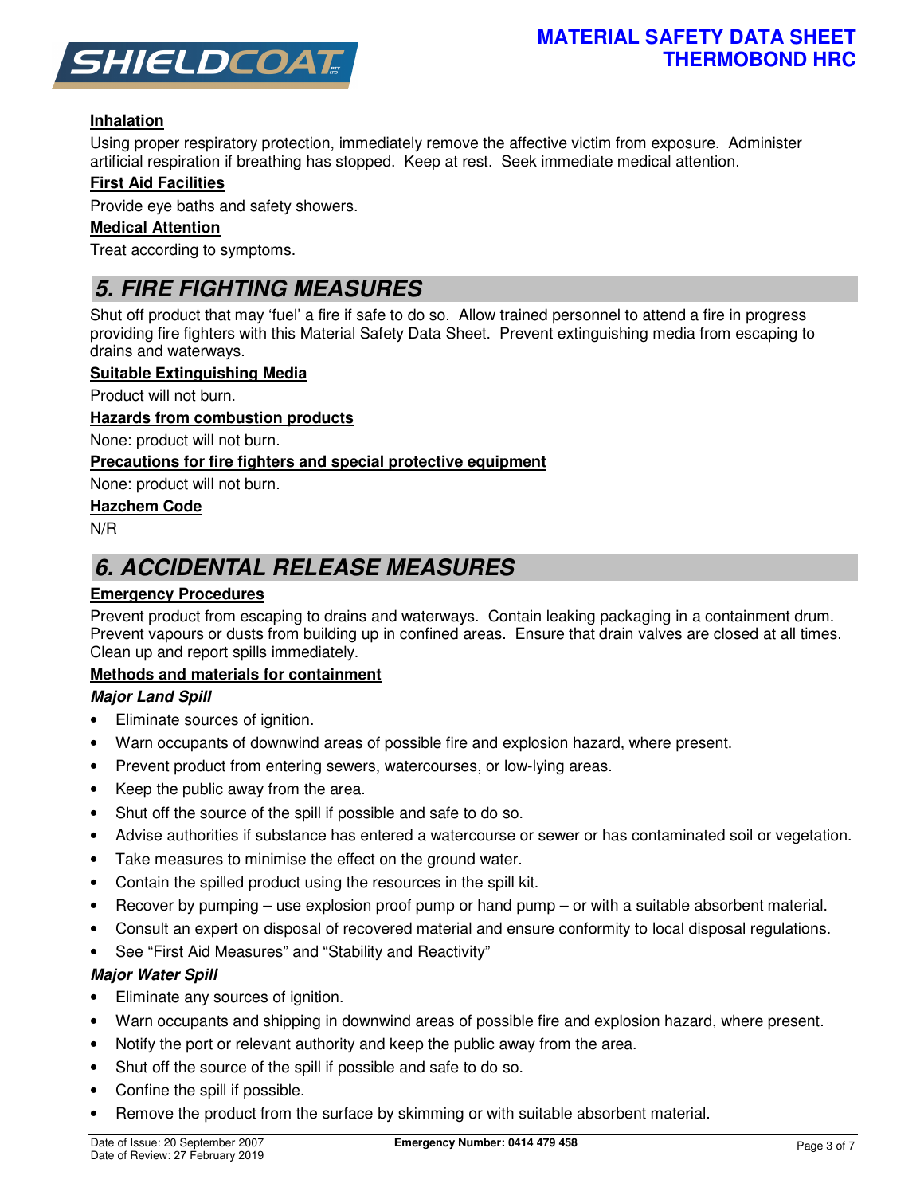#### Inhalation

Using proper respiratory protection, immediately remove the affective victim from exposure. Administer artificial respiration if breathing has stopped. Keep at rest. Seek immediate medical attention.

#### First Aid Facilities

Provide eye baths and safety showers.

#### Medical Attention

Treat according to symptoms.

## 5. FIRE FIGHTING MEASURES

Shut off product that may 'fuel' a fire if safe to do so. Allow trained personnel to attend a fire in progress providing fire fighters with this Material Safety Data Sheet. Prevent extinguishing media from escaping to drains and waterways.

#### Suitable Extinguishing Media

Product will not burn.

#### Hazards from combustion products

None: product will not burn.

#### Precautions for fire fighters and special protective equipment

None: product will not burn.

#### Hazchem Code

N/R

## 6. ACCIDENTAL RELEASE MEASURES

#### Emergency Procedures

Prevent product from escaping to drains and waterways. Contain leaking packaging in a containment drum. Prevent vapours or dusts from building up in confined areas. Ensure that drain valves are closed at all times. Clean up and report spills immediately.

#### Methods and materials for containment

***Major Land Spill***

- Eliminate sources of ignition.
- Warn occupants of downwind areas of possible fire and explosion hazard, where present.
- Prevent product from entering sewers, watercourses, or low-lying areas.
- Keep the public away from the area.
- Shut off the source of the spill if possible and safe to do so.
- Advise authorities if substance has entered a watercourse or sewer or has contaminated soil or vegetation.
- Take measures to minimise the effect on the ground water.
- Contain the spilled product using the resources in the spill kit.
- Recover by pumping – use explosion proof pump or hand pump – or with a suitable absorbent material.
- Consult an expert on disposal of recovered material and ensure conformity to local disposal regulations.
- See "First Aid Measures" and "Stability and Reactivity"

***Major Water Spill***

- Eliminate any sources of ignition.
- Warn occupants and shipping in downwind areas of possible fire and explosion hazard, where present.
- Notify the port or relevant authority and keep the public away from the area.
- Shut off the source of the spill if possible and safe to do so.
- Confine the spill if possible.
- Remove the product from the surface by skimming or with suitable absorbent material.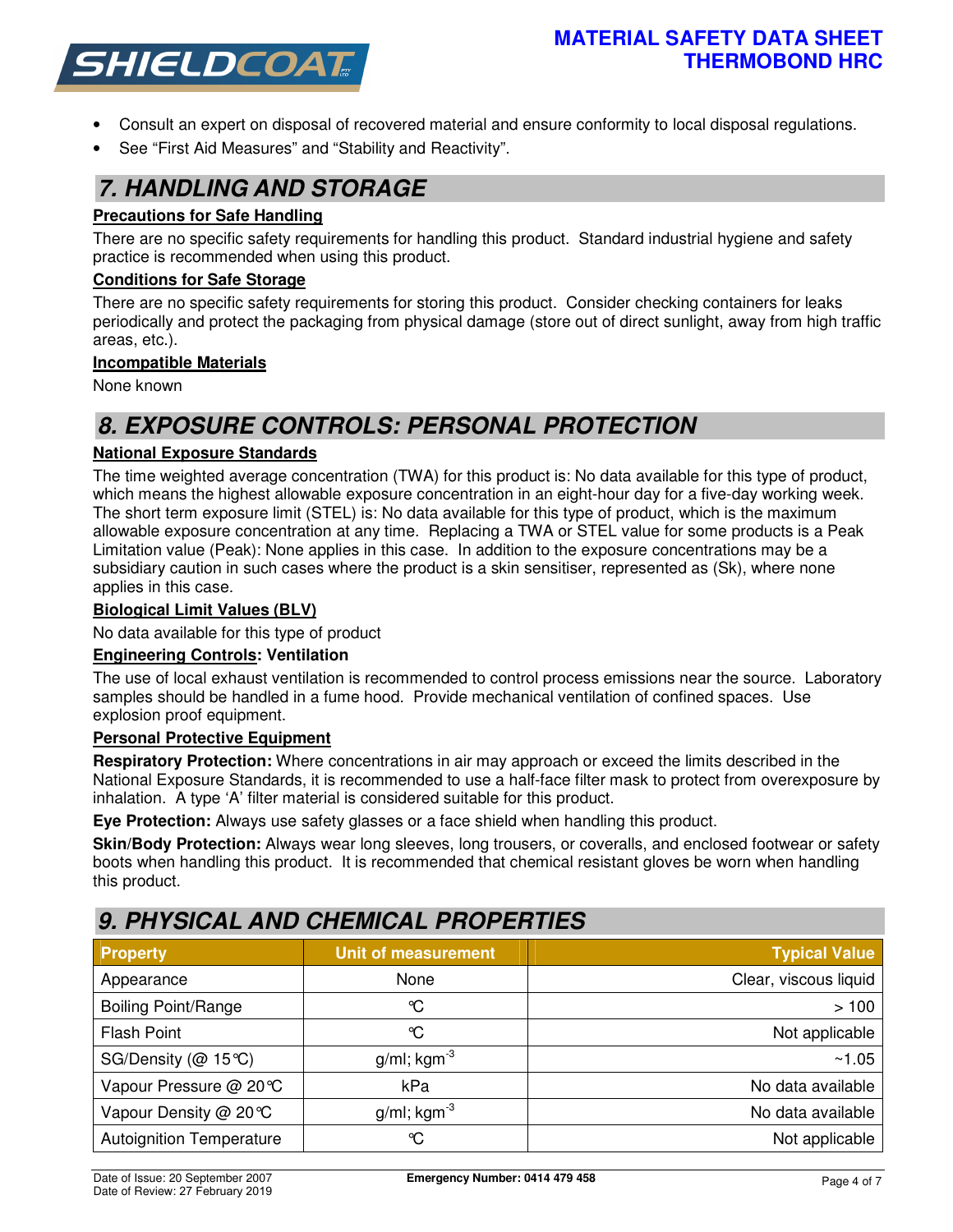- Consult an expert on disposal of recovered material and ensure conformity to local disposal regulations.
- See "First Aid Measures" and "Stability and Reactivity".

## 7. HANDLING AND STORAGE

**Precautions for Safe Handling**

There are no specific safety requirements for handling this product. Standard industrial hygiene and safety practice is recommended when using this product.

**Conditions for Safe Storage**

There are no specific safety requirements for storing this product. Consider checking containers for leaks periodically and protect the packaging from physical damage (store out of direct sunlight, away from high traffic areas, etc.).

**Incompatible Materials**

None known

## 8. EXPOSURE CONTROLS: PERSONAL PROTECTION

**National Exposure Standards**

The time weighted average concentration (TWA) for this product is: No data available for this type of product, which means the highest allowable exposure concentration in an eight-hour day for a five-day working week. The short term exposure limit (STEL) is: No data available for this type of product, which is the maximum allowable exposure concentration at any time. Replacing a TWA or STEL value for some products is a Peak Limitation value (Peak): None applies in this case. In addition to the exposure concentrations may be a subsidiary caution in such cases where the product is a skin sensitiser, represented as (Sk), where none applies in this case.

**Biological Limit Values (BLV)**

No data available for this type of product

**Engineering Controls: Ventilation**

The use of local exhaust ventilation is recommended to control process emissions near the source. Laboratory samples should be handled in a fume hood. Provide mechanical ventilation of confined spaces. Use explosion proof equipment.

**Personal Protective Equipment**

**Respiratory Protection:** Where concentrations in air may approach or exceed the limits described in the National Exposure Standards, it is recommended to use a half-face filter mask to protect from overexposure by inhalation. A type 'A' filter material is considered suitable for this product.

**Eye Protection:** Always use safety glasses or a face shield when handling this product.

**Skin/Body Protection:** Always wear long sleeves, long trousers, or coveralls, and enclosed footwear or safety boots when handling this product. It is recommended that chemical resistant gloves be worn when handling this product.

## 9. PHYSICAL AND CHEMICAL PROPERTIES

| Property | Unit of measurement | Typical Value |
|---|---|---|
| Appearance | None | Clear, viscous liquid |
| Boiling Point/Range | °C | > 100 |
| Flash Point | °C | Not applicable |
| SG/Density (@ 15°C) | g/ml; $kgm^{-3}$ | ~1.05 |
| Vapour Pressure @ 20°C | kPa | No data available |
| Vapour Density @ 20°C | g/ml; $kgm^{-3}$ | No data available |
| Autoignition Temperature | °C | Not applicable |

Date of Issue: 20 September 2007
Date of Review: 27 February 2019
Emergency Number: 0414 479 458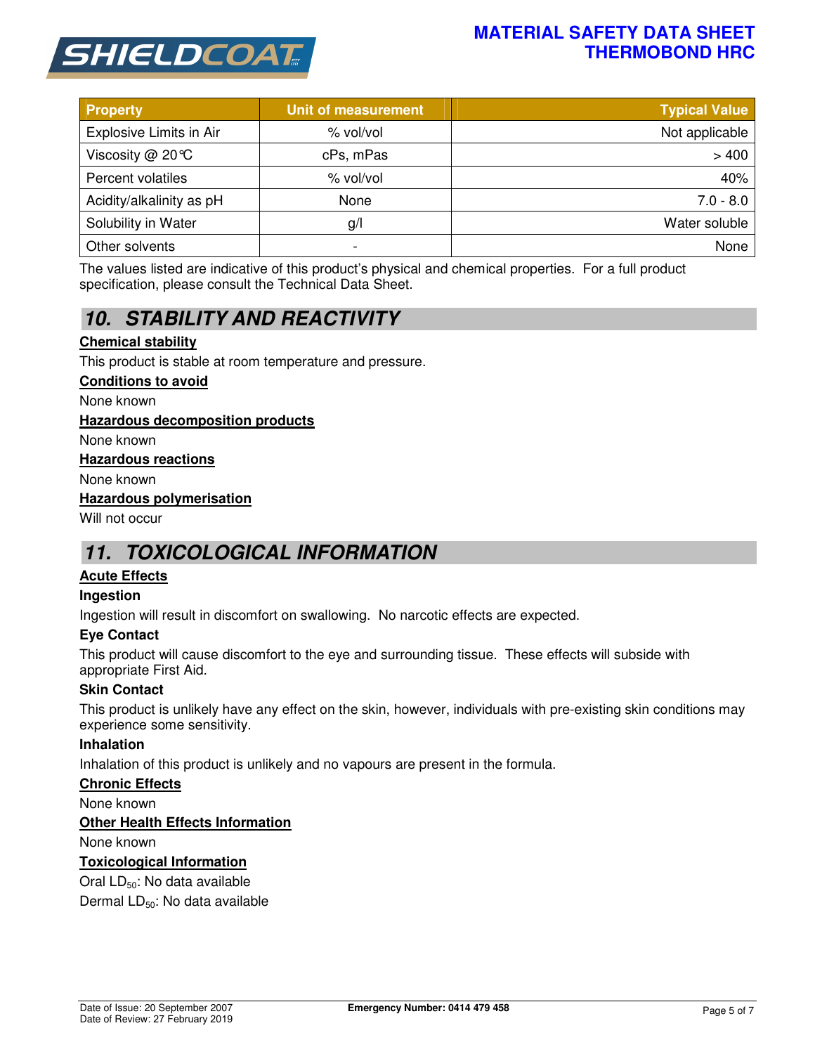| Property | Unit of measurement | Typical Value |
|---|---|---|
| Explosive Limits in Air | % vol/vol | Not applicable |
| Viscosity @ 20℃ | cPs, mPas | > 400 |
| Percent volatiles | % vol/vol | 40% |
| Acidity/alkalinity as pH | None | 7.0 - 8.0 |
| Solubility in Water | g/l | Water soluble |
| Other solvents | - | None |

The values listed are indicative of this product's physical and chemical properties. For a full product specification, please consult the Technical Data Sheet.

## 10. STABILITY AND REACTIVITY

**Chemical stability**

This product is stable at room temperature and pressure.

**Conditions to avoid**

None known

**Hazardous decomposition products**

None known

**Hazardous reactions**

None known

**Hazardous polymerisation**

Will not occur

## 11. TOXICOLOGICAL INFORMATION

**Acute Effects**

**Ingestion**

Ingestion will result in discomfort on swallowing. No narcotic effects are expected.

**Eye Contact**

This product will cause discomfort to the eye and surrounding tissue. These effects will subside with appropriate First Aid.

**Skin Contact**

This product is unlikely have any effect on the skin, however, individuals with pre-existing skin conditions may experience some sensitivity.

**Inhalation**

Inhalation of this product is unlikely and no vapours are present in the formula.

**Chronic Effects**

None known

**Other Health Effects Information**

None known

**Toxicological Information**

Oral $LD_{50}$: No data available

Dermal $LD_{50}$: No data available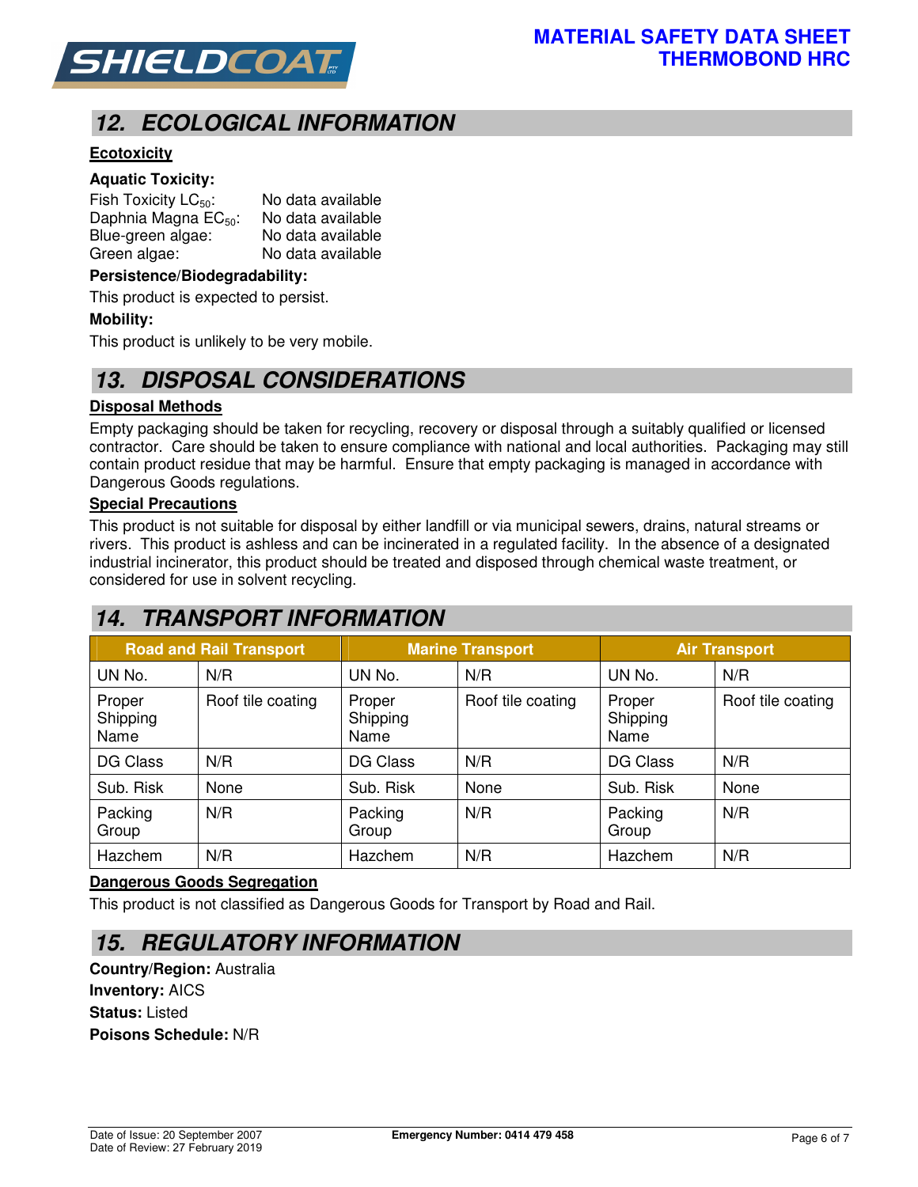## 12. ECOLOGICAL INFORMATION

**Ecotoxicity**

**Aquatic Toxicity:**

Fish Toxicity $LC_{50}$: No data available
Daphnia Magna $EC_{50}$: No data available
Blue-green algae: No data available
Green algae: No data available

**Persistence/Biodegradability:**

This product is expected to persist.

**Mobility:**

This product is unlikely to be very mobile.

## 13. DISPOSAL CONSIDERATIONS

**Disposal Methods**

Empty packaging should be taken for recycling, recovery or disposal through a suitably qualified or licensed contractor. Care should be taken to ensure compliance with national and local authorities. Packaging may still contain product residue that may be harmful. Ensure that empty packaging is managed in accordance with Dangerous Goods regulations.

**Special Precautions**

This product is not suitable for disposal by either landfill or via municipal sewers, drains, natural streams or rivers. This product is ashless and can be incinerated in a regulated facility. In the absence of a designated industrial incinerator, this product should be treated and disposed through chemical waste treatment, or considered for use in solvent recycling.

## 14. TRANSPORT INFORMATION

| Road and Rail Transport | | Marine Transport | | Air Transport | |
|---|---|---|---|---|---|
| UN No. | N/R | UN No. | N/R | UN No. | N/R |
| Proper Shipping Name | Roof tile coating | Proper Shipping Name | Roof tile coating | Proper Shipping Name | Roof tile coating |
| DG Class | N/R | DG Class | N/R | DG Class | N/R |
| Sub. Risk | None | Sub. Risk | None | Sub. Risk | None |
| Packing Group | N/R | Packing Group | N/R | Packing Group | N/R |
| Hazchem | N/R | Hazchem | N/R | Hazchem | N/R |

**Dangerous Goods Segregation**

This product is not classified as Dangerous Goods for Transport by Road and Rail.

## 15. REGULATORY INFORMATION

**Country/Region:** Australia
**Inventory:** AICS
**Status:** Listed
**Poisons Schedule:** N/R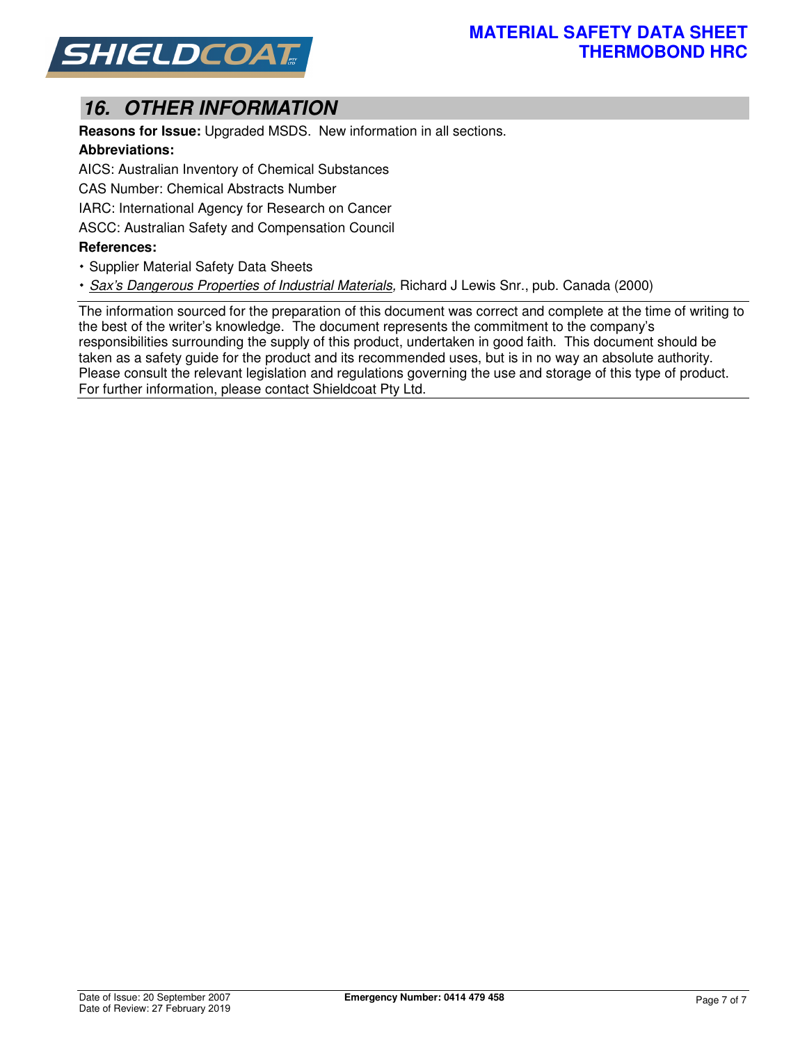## 16. OTHER INFORMATION

**Reasons for Issue:** Upgraded MSDS. New information in all sections.

**Abbreviations:**

AICS: Australian Inventory of Chemical Substances

CAS Number: Chemical Abstracts Number

IARC: International Agency for Research on Cancer

ASCC: Australian Safety and Compensation Council

**References:**

- Supplier Material Safety Data Sheets
- *Sax's Dangerous Properties of Industrial Materials,* Richard J Lewis Snr., pub. Canada (2000)

The information sourced for the preparation of this document was correct and complete at the time of writing to the best of the writer's knowledge. The document represents the commitment to the company's responsibilities surrounding the supply of this product, undertaken in good faith. This document should be taken as a safety guide for the product and its recommended uses, but is in no way an absolute authority. Please consult the relevant legislation and regulations governing the use and storage of this type of product. For further information, please contact Shieldcoat Pty Ltd.